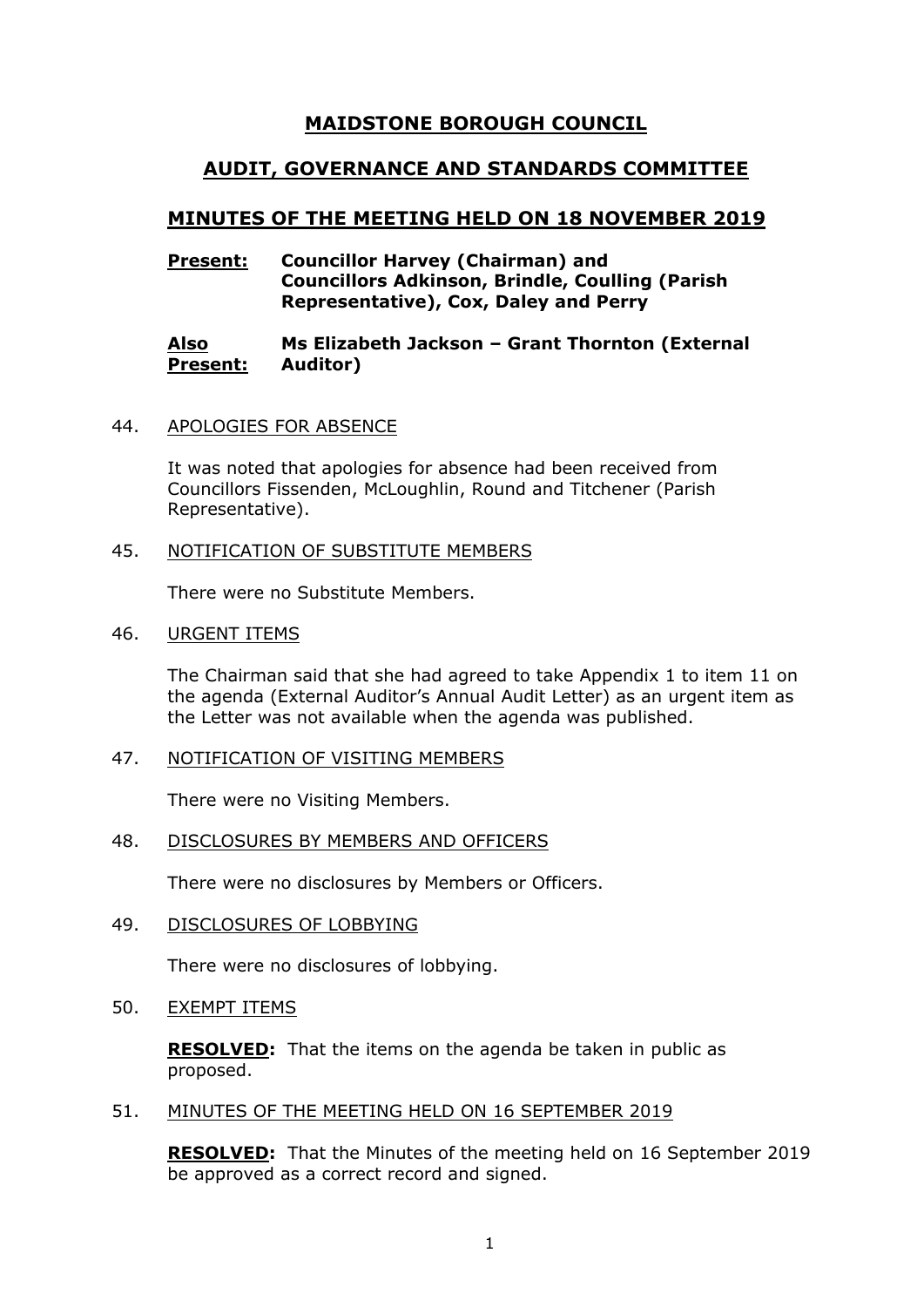# MAIDSTONE BOROUGH COUNCIL

## AUDIT, GOVERNANCE AND STANDARDS COMMITTEE

## MINUTES OF THE MEETING HELD ON 18 NOVEMBER 2019

**Present:** **Councillor Harvey (Chairman) and Councillors Adkinson, Brindle, Coulling (Parish Representative), Cox, Daley and Perry**

**Also Present:** **Ms Elizabeth Jackson – Grant Thornton (External Auditor)**

44. APOLOGIES FOR ABSENCE

    It was noted that apologies for absence had been received from Councillors Fissenden, McLoughlin, Round and Titchener (Parish Representative).

45. NOTIFICATION OF SUBSTITUTE MEMBERS

    There were no Substitute Members.

46. URGENT ITEMS

    The Chairman said that she had agreed to take Appendix 1 to item 11 on the agenda (External Auditor's Annual Audit Letter) as an urgent item as the Letter was not available when the agenda was published.

47. NOTIFICATION OF VISITING MEMBERS

    There were no Visiting Members.

48. DISCLOSURES BY MEMBERS AND OFFICERS

    There were no disclosures by Members or Officers.

49. DISCLOSURES OF LOBBYING

    There were no disclosures of lobbying.

50. EXEMPT ITEMS

    **RESOLVED:** That the items on the agenda be taken in public as proposed.

51. MINUTES OF THE MEETING HELD ON 16 SEPTEMBER 2019

    **RESOLVED:** That the Minutes of the meeting held on 16 September 2019 be approved as a correct record and signed.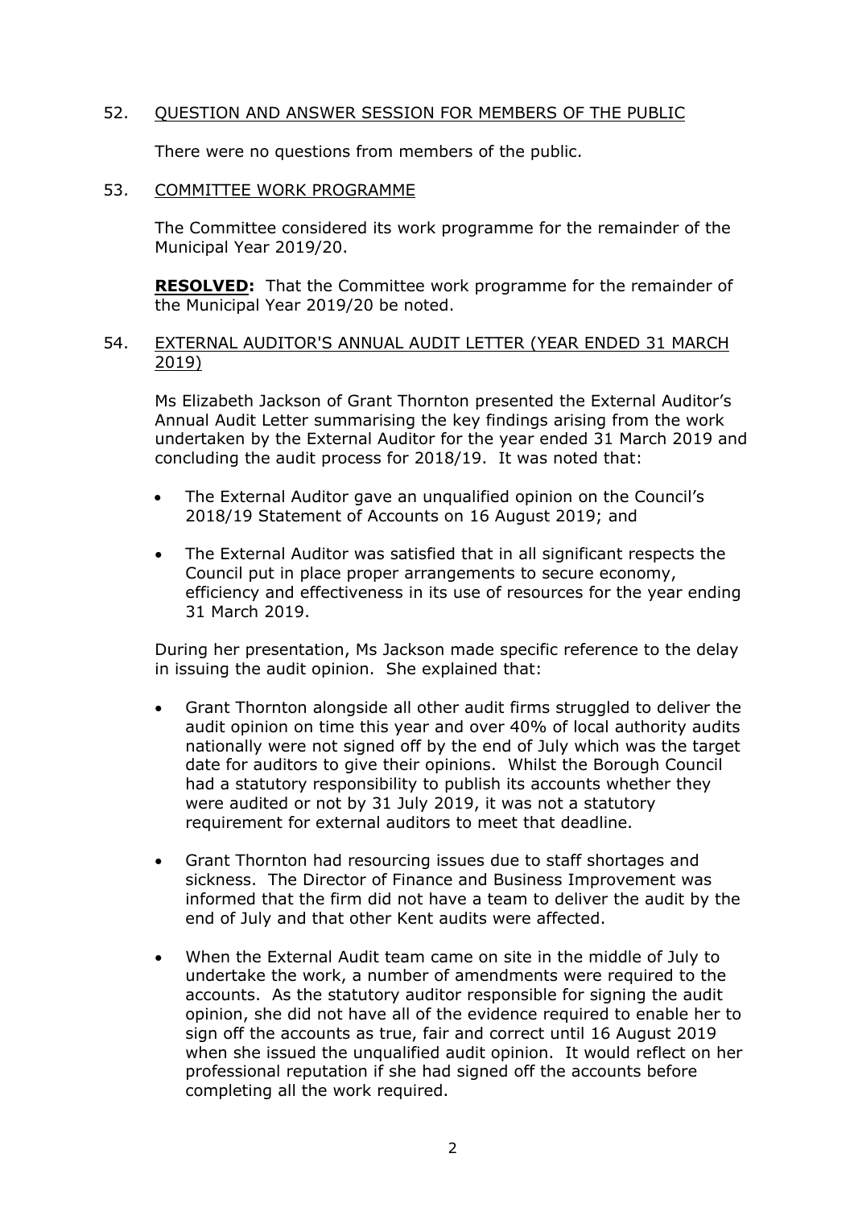## 52. QUESTION AND ANSWER SESSION FOR MEMBERS OF THE PUBLIC

There were no questions from members of the public.

## 53. COMMITTEE WORK PROGRAMME

The Committee considered its work programme for the remainder of the Municipal Year 2019/20.

**RESOLVED:** That the Committee work programme for the remainder of the Municipal Year 2019/20 be noted.

## 54. EXTERNAL AUDITOR'S ANNUAL AUDIT LETTER (YEAR ENDED 31 MARCH 2019)

Ms Elizabeth Jackson of Grant Thornton presented the External Auditor's Annual Audit Letter summarising the key findings arising from the work undertaken by the External Auditor for the year ended 31 March 2019 and concluding the audit process for 2018/19. It was noted that:

- The External Auditor gave an unqualified opinion on the Council's 2018/19 Statement of Accounts on 16 August 2019; and
- The External Auditor was satisfied that in all significant respects the Council put in place proper arrangements to secure economy, efficiency and effectiveness in its use of resources for the year ending 31 March 2019.

During her presentation, Ms Jackson made specific reference to the delay in issuing the audit opinion. She explained that:

- Grant Thornton alongside all other audit firms struggled to deliver the audit opinion on time this year and over 40% of local authority audits nationally were not signed off by the end of July which was the target date for auditors to give their opinions. Whilst the Borough Council had a statutory responsibility to publish its accounts whether they were audited or not by 31 July 2019, it was not a statutory requirement for external auditors to meet that deadline.
- Grant Thornton had resourcing issues due to staff shortages and sickness. The Director of Finance and Business Improvement was informed that the firm did not have a team to deliver the audit by the end of July and that other Kent audits were affected.
- When the External Audit team came on site in the middle of July to undertake the work, a number of amendments were required to the accounts. As the statutory auditor responsible for signing the audit opinion, she did not have all of the evidence required to enable her to sign off the accounts as true, fair and correct until 16 August 2019 when she issued the unqualified audit opinion. It would reflect on her professional reputation if she had signed off the accounts before completing all the work required.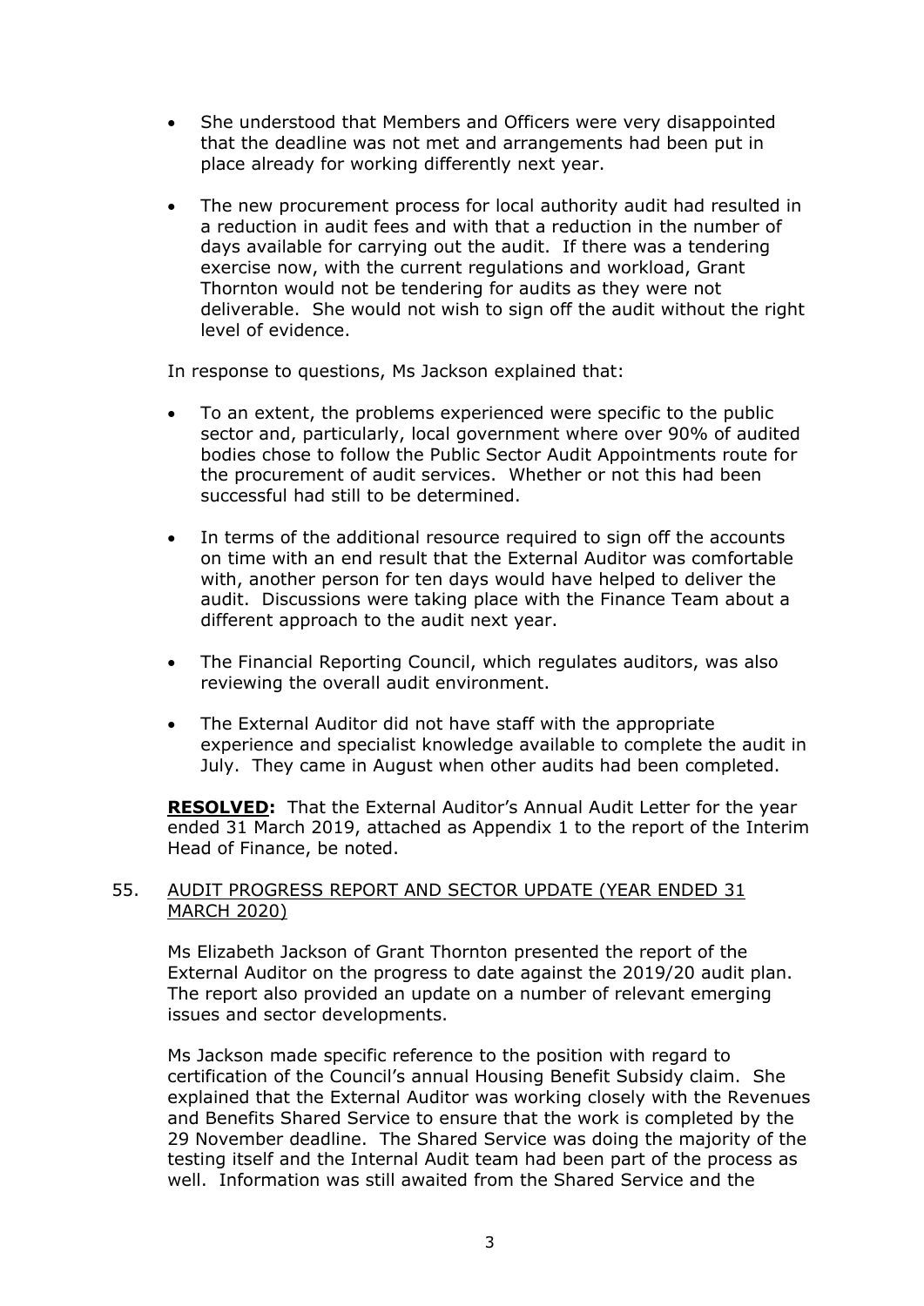- She understood that Members and Officers were very disappointed that the deadline was not met and arrangements had been put in place already for working differently next year.

- The new procurement process for local authority audit had resulted in a reduction in audit fees and with that a reduction in the number of days available for carrying out the audit. If there was a tendering exercise now, with the current regulations and workload, Grant Thornton would not be tendering for audits as they were not deliverable. She would not wish to sign off the audit without the right level of evidence.

In response to questions, Ms Jackson explained that:

- To an extent, the problems experienced were specific to the public sector and, particularly, local government where over 90% of audited bodies chose to follow the Public Sector Audit Appointments route for the procurement of audit services. Whether or not this had been successful had still to be determined.

- In terms of the additional resource required to sign off the accounts on time with an end result that the External Auditor was comfortable with, another person for ten days would have helped to deliver the audit. Discussions were taking place with the Finance Team about a different approach to the audit next year.

- The Financial Reporting Council, which regulates auditors, was also reviewing the overall audit environment.

- The External Auditor did not have staff with the appropriate experience and specialist knowledge available to complete the audit in July. They came in August when other audits had been completed.

**RESOLVED:** That the External Auditor's Annual Audit Letter for the year ended 31 March 2019, attached as Appendix 1 to the report of the Interim Head of Finance, be noted.

## 55. AUDIT PROGRESS REPORT AND SECTOR UPDATE (YEAR ENDED 31 MARCH 2020)

Ms Elizabeth Jackson of Grant Thornton presented the report of the External Auditor on the progress to date against the 2019/20 audit plan. The report also provided an update on a number of relevant emerging issues and sector developments.

Ms Jackson made specific reference to the position with regard to certification of the Council's annual Housing Benefit Subsidy claim. She explained that the External Auditor was working closely with the Revenues and Benefits Shared Service to ensure that the work is completed by the 29 November deadline. The Shared Service was doing the majority of the testing itself and the Internal Audit team had been part of the process as well. Information was still awaited from the Shared Service and the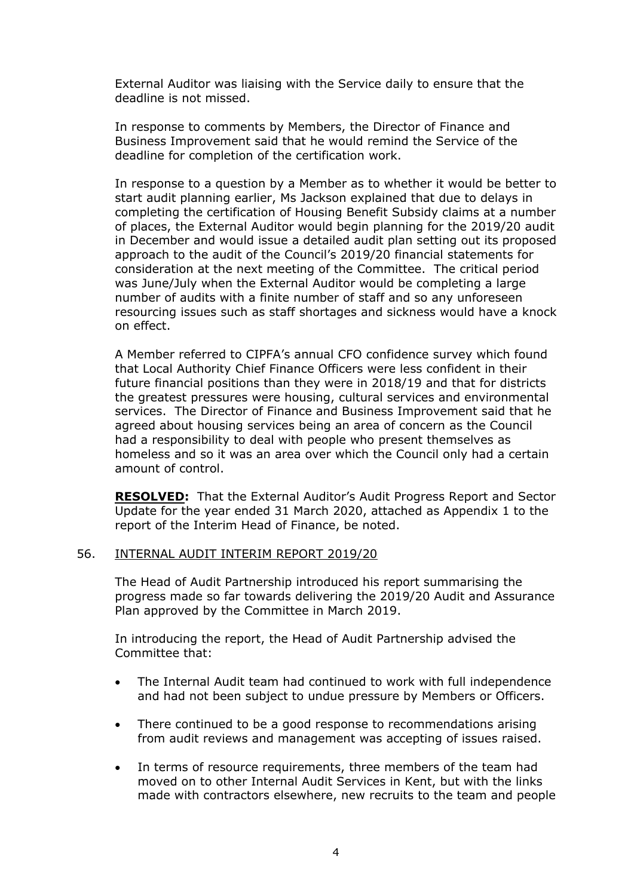External Auditor was liaising with the Service daily to ensure that the deadline is not missed.

In response to comments by Members, the Director of Finance and Business Improvement said that he would remind the Service of the deadline for completion of the certification work.

In response to a question by a Member as to whether it would be better to start audit planning earlier, Ms Jackson explained that due to delays in completing the certification of Housing Benefit Subsidy claims at a number of places, the External Auditor would begin planning for the 2019/20 audit in December and would issue a detailed audit plan setting out its proposed approach to the audit of the Council's 2019/20 financial statements for consideration at the next meeting of the Committee. The critical period was June/July when the External Auditor would be completing a large number of audits with a finite number of staff and so any unforeseen resourcing issues such as staff shortages and sickness would have a knock on effect.

A Member referred to CIPFA's annual CFO confidence survey which found that Local Authority Chief Finance Officers were less confident in their future financial positions than they were in 2018/19 and that for districts the greatest pressures were housing, cultural services and environmental services. The Director of Finance and Business Improvement said that he agreed about housing services being an area of concern as the Council had a responsibility to deal with people who present themselves as homeless and so it was an area over which the Council only had a certain amount of control.

**RESOLVED:** That the External Auditor's Audit Progress Report and Sector Update for the year ended 31 March 2020, attached as Appendix 1 to the report of the Interim Head of Finance, be noted.

56. INTERNAL AUDIT INTERIM REPORT 2019/20

The Head of Audit Partnership introduced his report summarising the progress made so far towards delivering the 2019/20 Audit and Assurance Plan approved by the Committee in March 2019.

In introducing the report, the Head of Audit Partnership advised the Committee that:

- The Internal Audit team had continued to work with full independence and had not been subject to undue pressure by Members or Officers.
- There continued to be a good response to recommendations arising from audit reviews and management was accepting of issues raised.
- In terms of resource requirements, three members of the team had moved on to other Internal Audit Services in Kent, but with the links made with contractors elsewhere, new recruits to the team and people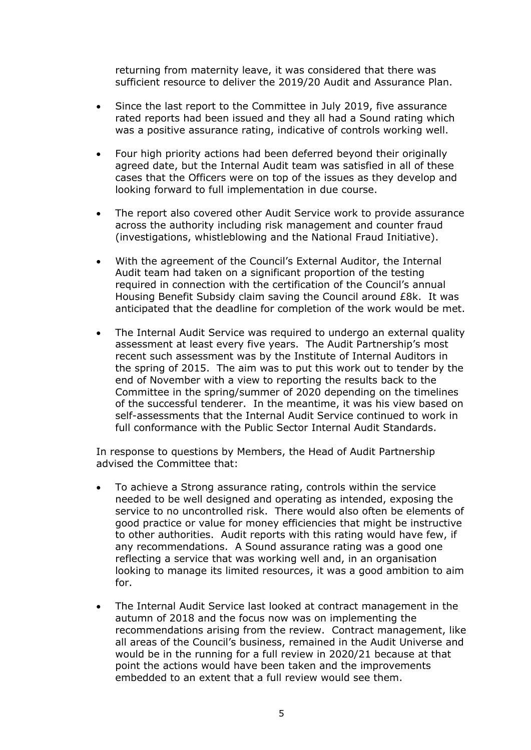returning from maternity leave, it was considered that there was sufficient resource to deliver the 2019/20 Audit and Assurance Plan.

- Since the last report to the Committee in July 2019, five assurance rated reports had been issued and they all had a Sound rating which was a positive assurance rating, indicative of controls working well.

- Four high priority actions had been deferred beyond their originally agreed date, but the Internal Audit team was satisfied in all of these cases that the Officers were on top of the issues as they develop and looking forward to full implementation in due course.

- The report also covered other Audit Service work to provide assurance across the authority including risk management and counter fraud (investigations, whistleblowing and the National Fraud Initiative).

- With the agreement of the Council's External Auditor, the Internal Audit team had taken on a significant proportion of the testing required in connection with the certification of the Council's annual Housing Benefit Subsidy claim saving the Council around £8k. It was anticipated that the deadline for completion of the work would be met.

- The Internal Audit Service was required to undergo an external quality assessment at least every five years. The Audit Partnership's most recent such assessment was by the Institute of Internal Auditors in the spring of 2015. The aim was to put this work out to tender by the end of November with a view to reporting the results back to the Committee in the spring/summer of 2020 depending on the timelines of the successful tenderer. In the meantime, it was his view based on self-assessments that the Internal Audit Service continued to work in full conformance with the Public Sector Internal Audit Standards.

In response to questions by Members, the Head of Audit Partnership advised the Committee that:

- To achieve a Strong assurance rating, controls within the service needed to be well designed and operating as intended, exposing the service to no uncontrolled risk. There would also often be elements of good practice or value for money efficiencies that might be instructive to other authorities. Audit reports with this rating would have few, if any recommendations. A Sound assurance rating was a good one reflecting a service that was working well and, in an organisation looking to manage its limited resources, it was a good ambition to aim for.

- The Internal Audit Service last looked at contract management in the autumn of 2018 and the focus now was on implementing the recommendations arising from the review. Contract management, like all areas of the Council's business, remained in the Audit Universe and would be in the running for a full review in 2020/21 because at that point the actions would have been taken and the improvements embedded to an extent that a full review would see them.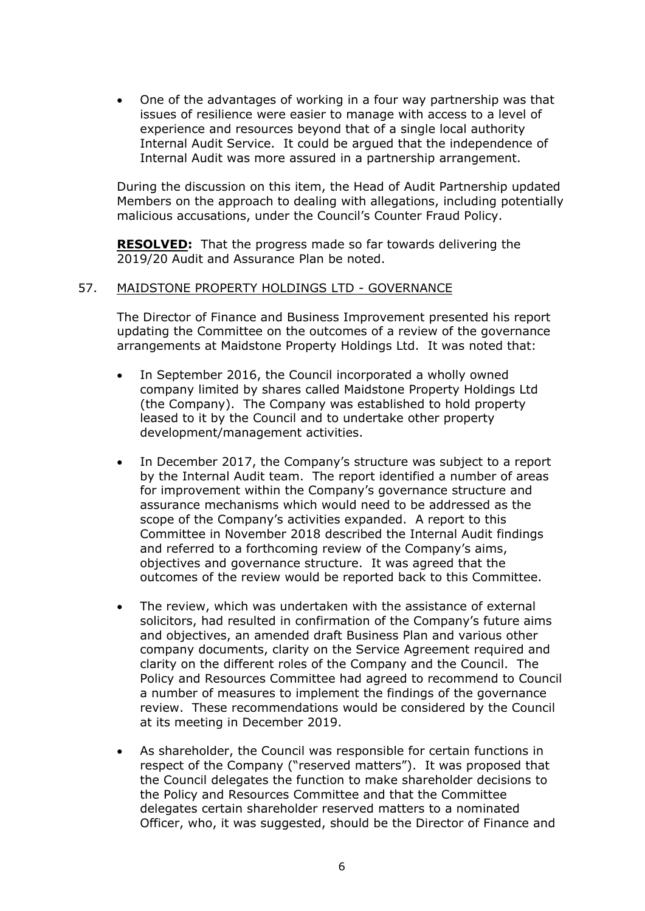- One of the advantages of working in a four way partnership was that issues of resilience were easier to manage with access to a level of experience and resources beyond that of a single local authority Internal Audit Service. It could be argued that the independence of Internal Audit was more assured in a partnership arrangement.

During the discussion on this item, the Head of Audit Partnership updated Members on the approach to dealing with allegations, including potentially malicious accusations, under the Council's Counter Fraud Policy.

**RESOLVED:** That the progress made so far towards delivering the 2019/20 Audit and Assurance Plan be noted.

## 57. MAIDSTONE PROPERTY HOLDINGS LTD - GOVERNANCE

The Director of Finance and Business Improvement presented his report updating the Committee on the outcomes of a review of the governance arrangements at Maidstone Property Holdings Ltd. It was noted that:

- In September 2016, the Council incorporated a wholly owned company limited by shares called Maidstone Property Holdings Ltd (the Company). The Company was established to hold property leased to it by the Council and to undertake other property development/management activities.

- In December 2017, the Company's structure was subject to a report by the Internal Audit team. The report identified a number of areas for improvement within the Company's governance structure and assurance mechanisms which would need to be addressed as the scope of the Company's activities expanded. A report to this Committee in November 2018 described the Internal Audit findings and referred to a forthcoming review of the Company's aims, objectives and governance structure. It was agreed that the outcomes of the review would be reported back to this Committee.

- The review, which was undertaken with the assistance of external solicitors, had resulted in confirmation of the Company's future aims and objectives, an amended draft Business Plan and various other company documents, clarity on the Service Agreement required and clarity on the different roles of the Company and the Council. The Policy and Resources Committee had agreed to recommend to Council a number of measures to implement the findings of the governance review. These recommendations would be considered by the Council at its meeting in December 2019.

- As shareholder, the Council was responsible for certain functions in respect of the Company ("reserved matters"). It was proposed that the Council delegates the function to make shareholder decisions to the Policy and Resources Committee and that the Committee delegates certain shareholder reserved matters to a nominated Officer, who, it was suggested, should be the Director of Finance and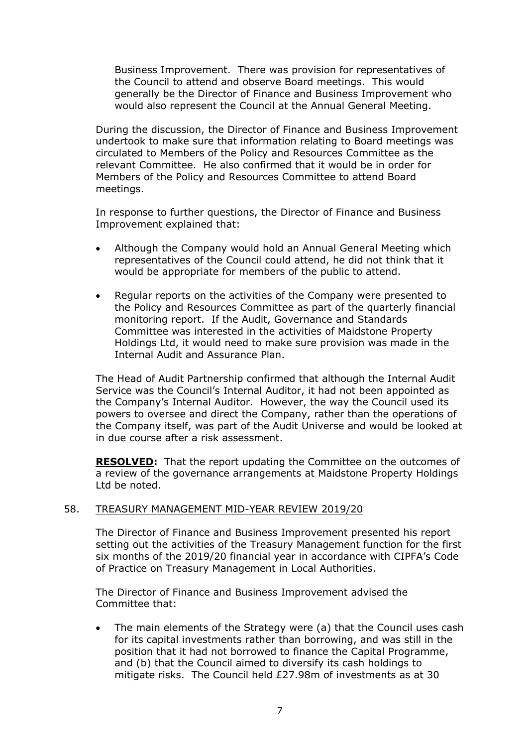Business Improvement. There was provision for representatives of the Council to attend and observe Board meetings. This would generally be the Director of Finance and Business Improvement who would also represent the Council at the Annual General Meeting.

During the discussion, the Director of Finance and Business Improvement undertook to make sure that information relating to Board meetings was circulated to Members of the Policy and Resources Committee as the relevant Committee. He also confirmed that it would be in order for Members of the Policy and Resources Committee to attend Board meetings.

In response to further questions, the Director of Finance and Business Improvement explained that:

- Although the Company would hold an Annual General Meeting which representatives of the Council could attend, he did not think that it would be appropriate for members of the public to attend.
- Regular reports on the activities of the Company were presented to the Policy and Resources Committee as part of the quarterly financial monitoring report. If the Audit, Governance and Standards Committee was interested in the activities of Maidstone Property Holdings Ltd, it would need to make sure provision was made in the Internal Audit and Assurance Plan.

The Head of Audit Partnership confirmed that although the Internal Audit Service was the Council's Internal Auditor, it had not been appointed as the Company's Internal Auditor. However, the way the Council used its powers to oversee and direct the Company, rather than the operations of the Company itself, was part of the Audit Universe and would be looked at in due course after a risk assessment.

**RESOLVED:** That the report updating the Committee on the outcomes of a review of the governance arrangements at Maidstone Property Holdings Ltd be noted.

## 58. TREASURY MANAGEMENT MID-YEAR REVIEW 2019/20

The Director of Finance and Business Improvement presented his report setting out the activities of the Treasury Management function for the first six months of the 2019/20 financial year in accordance with CIPFA's Code of Practice on Treasury Management in Local Authorities.

The Director of Finance and Business Improvement advised the Committee that:

- The main elements of the Strategy were (a) that the Council uses cash for its capital investments rather than borrowing, and was still in the position that it had not borrowed to finance the Capital Programme, and (b) that the Council aimed to diversify its cash holdings to mitigate risks. The Council held £27.98m of investments as at 30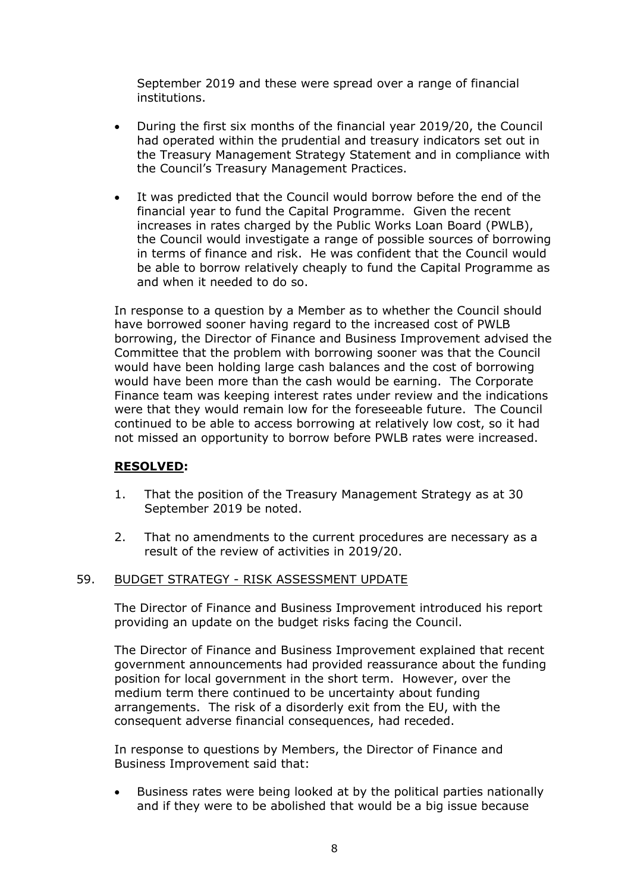September 2019 and these were spread over a range of financial institutions.

- During the first six months of the financial year 2019/20, the Council had operated within the prudential and treasury indicators set out in the Treasury Management Strategy Statement and in compliance with the Council's Treasury Management Practices.

- It was predicted that the Council would borrow before the end of the financial year to fund the Capital Programme. Given the recent increases in rates charged by the Public Works Loan Board (PWLB), the Council would investigate a range of possible sources of borrowing in terms of finance and risk. He was confident that the Council would be able to borrow relatively cheaply to fund the Capital Programme as and when it needed to do so.

In response to a question by a Member as to whether the Council should have borrowed sooner having regard to the increased cost of PWLB borrowing, the Director of Finance and Business Improvement advised the Committee that the problem with borrowing sooner was that the Council would have been holding large cash balances and the cost of borrowing would have been more than the cash would be earning. The Corporate Finance team was keeping interest rates under review and the indications were that they would remain low for the foreseeable future. The Council continued to be able to access borrowing at relatively low cost, so it had not missed an opportunity to borrow before PWLB rates were increased.

**RESOLVED:**

1. That the position of the Treasury Management Strategy as at 30 September 2019 be noted.

2. That no amendments to the current procedures are necessary as a result of the review of activities in 2019/20.

59. BUDGET STRATEGY - RISK ASSESSMENT UPDATE

The Director of Finance and Business Improvement introduced his report providing an update on the budget risks facing the Council.

The Director of Finance and Business Improvement explained that recent government announcements had provided reassurance about the funding position for local government in the short term. However, over the medium term there continued to be uncertainty about funding arrangements. The risk of a disorderly exit from the EU, with the consequent adverse financial consequences, had receded.

In response to questions by Members, the Director of Finance and Business Improvement said that:

- Business rates were being looked at by the political parties nationally and if they were to be abolished that would be a big issue because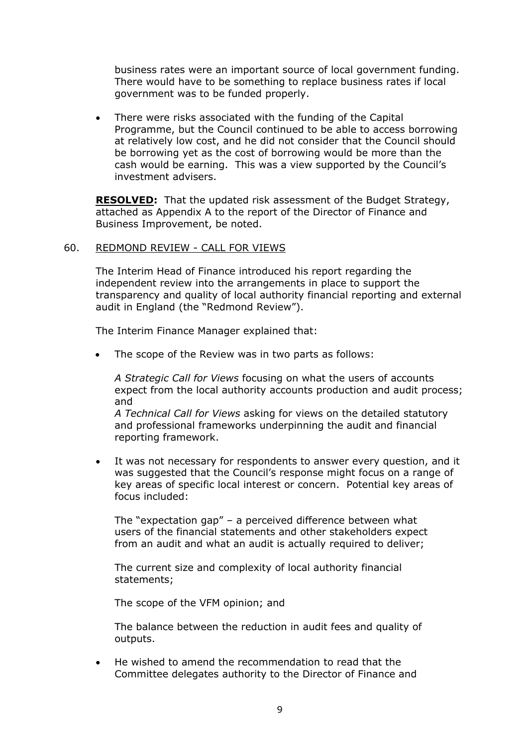business rates were an important source of local government funding. There would have to be something to replace business rates if local government was to be funded properly.

- There were risks associated with the funding of the Capital Programme, but the Council continued to be able to access borrowing at relatively low cost, and he did not consider that the Council should be borrowing yet as the cost of borrowing would be more than the cash would be earning. This was a view supported by the Council's investment advisers.

**RESOLVED:** That the updated risk assessment of the Budget Strategy, attached as Appendix A to the report of the Director of Finance and Business Improvement, be noted.

60. REDMOND REVIEW - CALL FOR VIEWS

The Interim Head of Finance introduced his report regarding the independent review into the arrangements in place to support the transparency and quality of local authority financial reporting and external audit in England (the "Redmond Review").

The Interim Finance Manager explained that:

- The scope of the Review was in two parts as follows:

  *A Strategic Call for Views* focusing on what the users of accounts expect from the local authority accounts production and audit process; and
  *A Technical Call for Views* asking for views on the detailed statutory and professional frameworks underpinning the audit and financial reporting framework.

- It was not necessary for respondents to answer every question, and it was suggested that the Council's response might focus on a range of key areas of specific local interest or concern. Potential key areas of focus included:

  The "expectation gap" – a perceived difference between what users of the financial statements and other stakeholders expect from an audit and what an audit is actually required to deliver;

  The current size and complexity of local authority financial statements;

  The scope of the VFM opinion; and

  The balance between the reduction in audit fees and quality of outputs.

- He wished to amend the recommendation to read that the Committee delegates authority to the Director of Finance and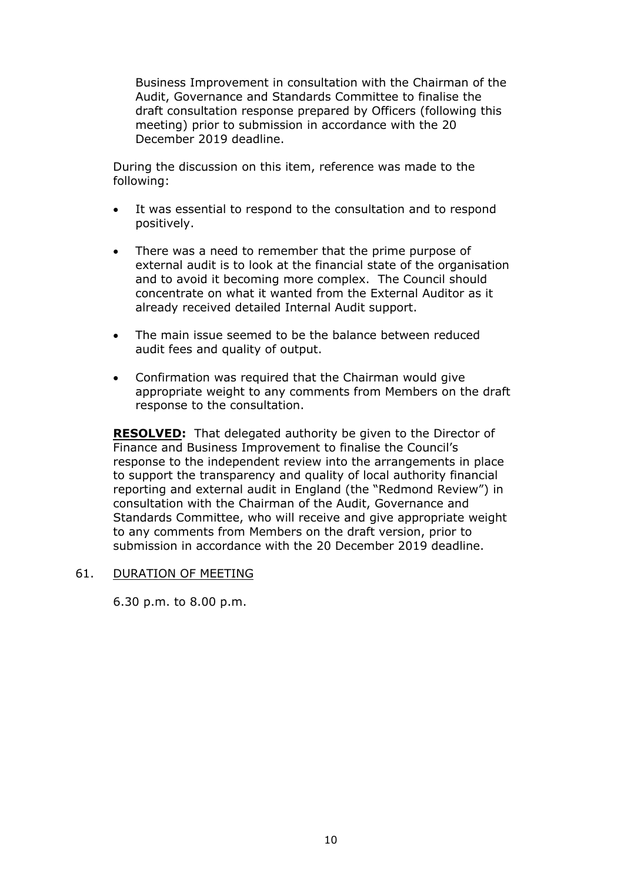Business Improvement in consultation with the Chairman of the Audit, Governance and Standards Committee to finalise the draft consultation response prepared by Officers (following this meeting) prior to submission in accordance with the 20 December 2019 deadline.

During the discussion on this item, reference was made to the following:

- It was essential to respond to the consultation and to respond positively.
- There was a need to remember that the prime purpose of external audit is to look at the financial state of the organisation and to avoid it becoming more complex. The Council should concentrate on what it wanted from the External Auditor as it already received detailed Internal Audit support.
- The main issue seemed to be the balance between reduced audit fees and quality of output.
- Confirmation was required that the Chairman would give appropriate weight to any comments from Members on the draft response to the consultation.

**RESOLVED:** That delegated authority be given to the Director of Finance and Business Improvement to finalise the Council's response to the independent review into the arrangements in place to support the transparency and quality of local authority financial reporting and external audit in England (the "Redmond Review") in consultation with the Chairman of the Audit, Governance and Standards Committee, who will receive and give appropriate weight to any comments from Members on the draft version, prior to submission in accordance with the 20 December 2019 deadline.

61. DURATION OF MEETING

6.30 p.m. to 8.00 p.m.